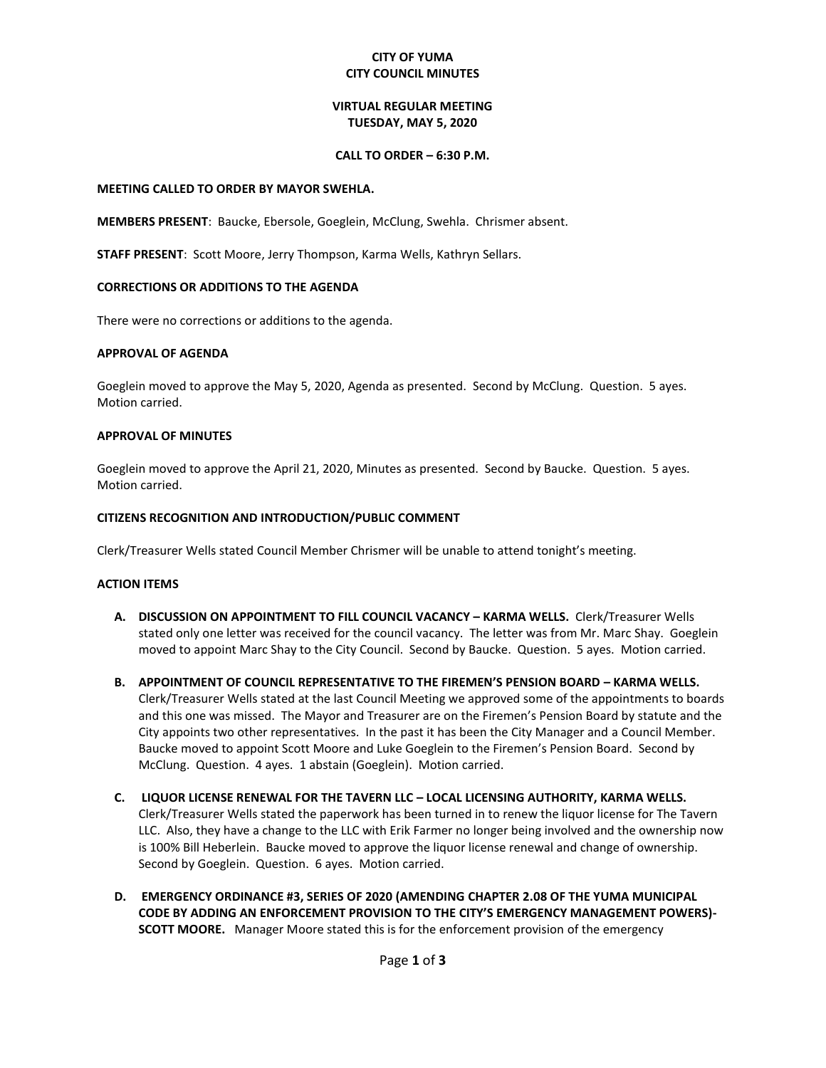**CITY OF YUMA**
**CITY COUNCIL MINUTES**

**VIRTUAL REGULAR MEETING**
**TUESDAY, MAY 5, 2020**

**CALL TO ORDER – 6:30 P.M.**

**MEETING CALLED TO ORDER BY MAYOR SWEHLA.**

**MEMBERS PRESENT**: Baucke, Ebersole, Goeglein, McClung, Swehla. Chrismer absent.

**STAFF PRESENT**: Scott Moore, Jerry Thompson, Karma Wells, Kathryn Sellars.

**CORRECTIONS OR ADDITIONS TO THE AGENDA**

There were no corrections or additions to the agenda.

**APPROVAL OF AGENDA**

Goeglein moved to approve the May 5, 2020, Agenda as presented. Second by McClung. Question. 5 ayes. Motion carried.

**APPROVAL OF MINUTES**

Goeglein moved to approve the April 21, 2020, Minutes as presented. Second by Baucke. Question. 5 ayes. Motion carried.

**CITIZENS RECOGNITION AND INTRODUCTION/PUBLIC COMMENT**

Clerk/Treasurer Wells stated Council Member Chrismer will be unable to attend tonight's meeting.

**ACTION ITEMS**

**A. DISCUSSION ON APPOINTMENT TO FILL COUNCIL VACANCY – KARMA WELLS.** Clerk/Treasurer Wells stated only one letter was received for the council vacancy. The letter was from Mr. Marc Shay. Goeglein moved to appoint Marc Shay to the City Council. Second by Baucke. Question. 5 ayes. Motion carried.

**B. APPOINTMENT OF COUNCIL REPRESENTATIVE TO THE FIREMEN'S PENSION BOARD – KARMA WELLS.** Clerk/Treasurer Wells stated at the last Council Meeting we approved some of the appointments to boards and this one was missed. The Mayor and Treasurer are on the Firemen's Pension Board by statute and the City appoints two other representatives. In the past it has been the City Manager and a Council Member. Baucke moved to appoint Scott Moore and Luke Goeglein to the Firemen's Pension Board. Second by McClung. Question. 4 ayes. 1 abstain (Goeglein). Motion carried.

**C. LIQUOR LICENSE RENEWAL FOR THE TAVERN LLC – LOCAL LICENSING AUTHORITY, KARMA WELLS.** Clerk/Treasurer Wells stated the paperwork has been turned in to renew the liquor license for The Tavern LLC. Also, they have a change to the LLC with Erik Farmer no longer being involved and the ownership now is 100% Bill Heberlein. Baucke moved to approve the liquor license renewal and change of ownership. Second by Goeglein. Question. 6 ayes. Motion carried.

**D. EMERGENCY ORDINANCE #3, SERIES OF 2020 (AMENDING CHAPTER 2.08 OF THE YUMA MUNICIPAL CODE BY ADDING AN ENFORCEMENT PROVISION TO THE CITY'S EMERGENCY MANAGEMENT POWERS)- SCOTT MOORE.** Manager Moore stated this is for the enforcement provision of the emergency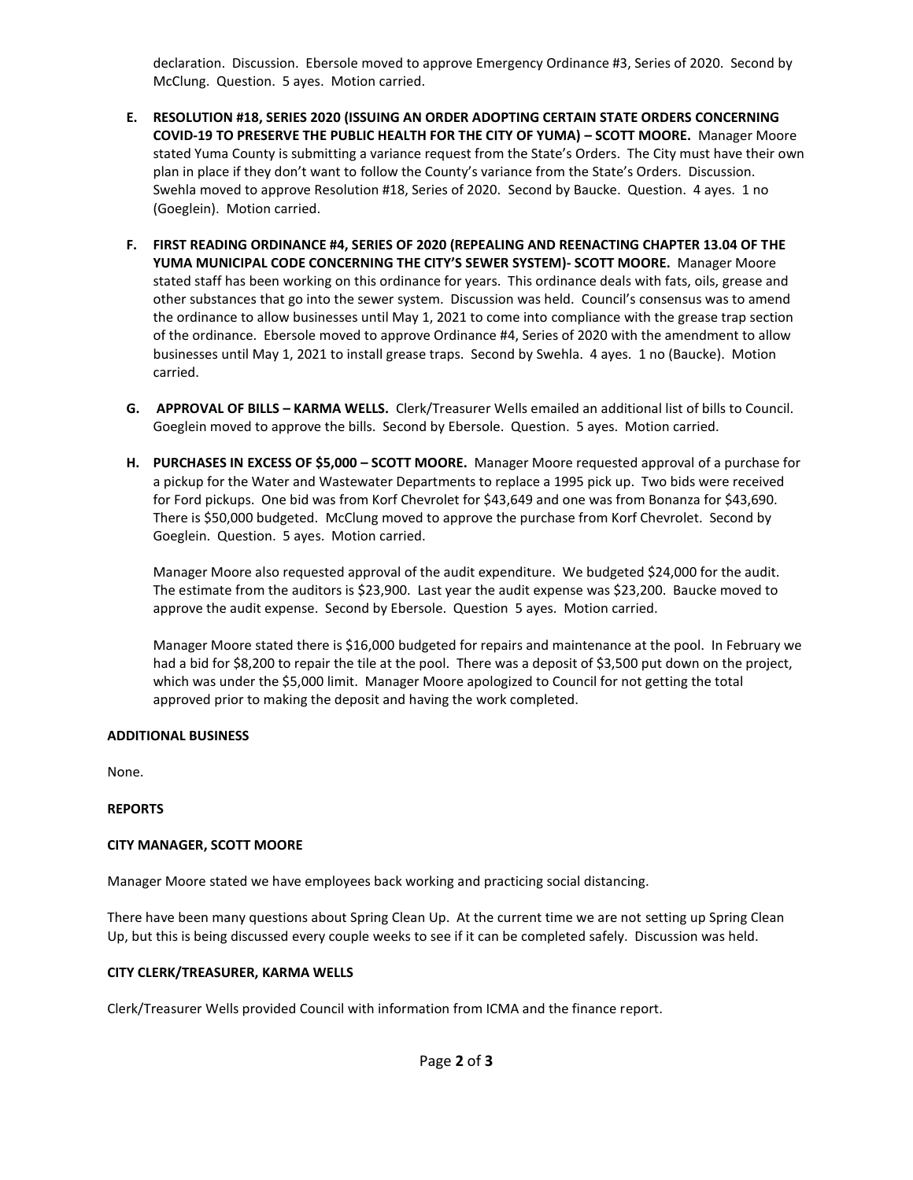declaration. Discussion. Ebersole moved to approve Emergency Ordinance #3, Series of 2020. Second by McClung. Question. 5 ayes. Motion carried.

**E. RESOLUTION #18, SERIES 2020 (ISSUING AN ORDER ADOPTING CERTAIN STATE ORDERS CONCERNING COVID-19 TO PRESERVE THE PUBLIC HEALTH FOR THE CITY OF YUMA) – SCOTT MOORE.** Manager Moore stated Yuma County is submitting a variance request from the State's Orders. The City must have their own plan in place if they don't want to follow the County's variance from the State's Orders. Discussion. Swehla moved to approve Resolution #18, Series of 2020. Second by Baucke. Question. 4 ayes. 1 no (Goeglein). Motion carried.

**F. FIRST READING ORDINANCE #4, SERIES OF 2020 (REPEALING AND REENACTING CHAPTER 13.04 OF THE YUMA MUNICIPAL CODE CONCERNING THE CITY'S SEWER SYSTEM)- SCOTT MOORE.** Manager Moore stated staff has been working on this ordinance for years. This ordinance deals with fats, oils, grease and other substances that go into the sewer system. Discussion was held. Council's consensus was to amend the ordinance to allow businesses until May 1, 2021 to come into compliance with the grease trap section of the ordinance. Ebersole moved to approve Ordinance #4, Series of 2020 with the amendment to allow businesses until May 1, 2021 to install grease traps. Second by Swehla. 4 ayes. 1 no (Baucke). Motion carried.

**G. APPROVAL OF BILLS – KARMA WELLS.** Clerk/Treasurer Wells emailed an additional list of bills to Council. Goeglein moved to approve the bills. Second by Ebersole. Question. 5 ayes. Motion carried.

**H. PURCHASES IN EXCESS OF $5,000 – SCOTT MOORE.** Manager Moore requested approval of a purchase for a pickup for the Water and Wastewater Departments to replace a 1995 pick up. Two bids were received for Ford pickups. One bid was from Korf Chevrolet for $43,649 and one was from Bonanza for $43,690. There is $50,000 budgeted. McClung moved to approve the purchase from Korf Chevrolet. Second by Goeglein. Question. 5 ayes. Motion carried.

Manager Moore also requested approval of the audit expenditure. We budgeted $24,000 for the audit. The estimate from the auditors is $23,900. Last year the audit expense was $23,200. Baucke moved to approve the audit expense. Second by Ebersole. Question 5 ayes. Motion carried.

Manager Moore stated there is $16,000 budgeted for repairs and maintenance at the pool. In February we had a bid for $8,200 to repair the tile at the pool. There was a deposit of $3,500 put down on the project, which was under the $5,000 limit. Manager Moore apologized to Council for not getting the total approved prior to making the deposit and having the work completed.

**ADDITIONAL BUSINESS**

None.

**REPORTS**

**CITY MANAGER, SCOTT MOORE**

Manager Moore stated we have employees back working and practicing social distancing.

There have been many questions about Spring Clean Up. At the current time we are not setting up Spring Clean Up, but this is being discussed every couple weeks to see if it can be completed safely. Discussion was held.

**CITY CLERK/TREASURER, KARMA WELLS**

Clerk/Treasurer Wells provided Council with information from ICMA and the finance report.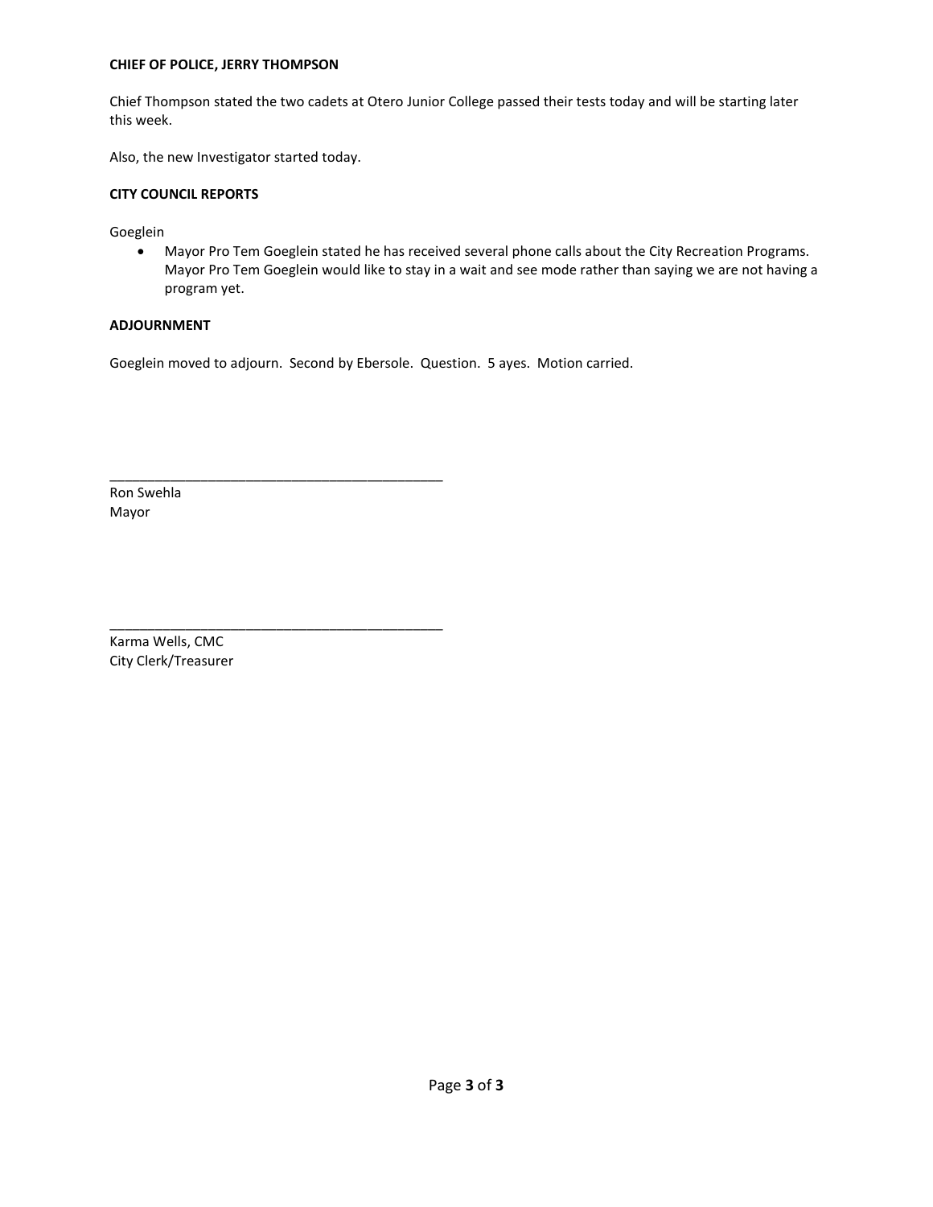**CHIEF OF POLICE, JERRY THOMPSON**

Chief Thompson stated the two cadets at Otero Junior College passed their tests today and will be starting later this week.

Also, the new Investigator started today.

**CITY COUNCIL REPORTS**

Goeglein

- Mayor Pro Tem Goeglein stated he has received several phone calls about the City Recreation Programs. Mayor Pro Tem Goeglein would like to stay in a wait and see mode rather than saying we are not having a program yet.

**ADJOURNMENT**

Goeglein moved to adjourn. Second by Ebersole. Question. 5 ayes. Motion carried.

\_\_\_\_\_\_\_\_\_\_\_\_\_\_\_\_\_\_\_\_\_\_\_\_\_\_\_\_\_\_\_\_\_\_\_\_\_\_\_\_\_\_\_\_

Ron Swehla
Mayor

\_\_\_\_\_\_\_\_\_\_\_\_\_\_\_\_\_\_\_\_\_\_\_\_\_\_\_\_\_\_\_\_\_\_\_\_\_\_\_\_\_\_\_\_

Karma Wells, CMC
City Clerk/Treasurer